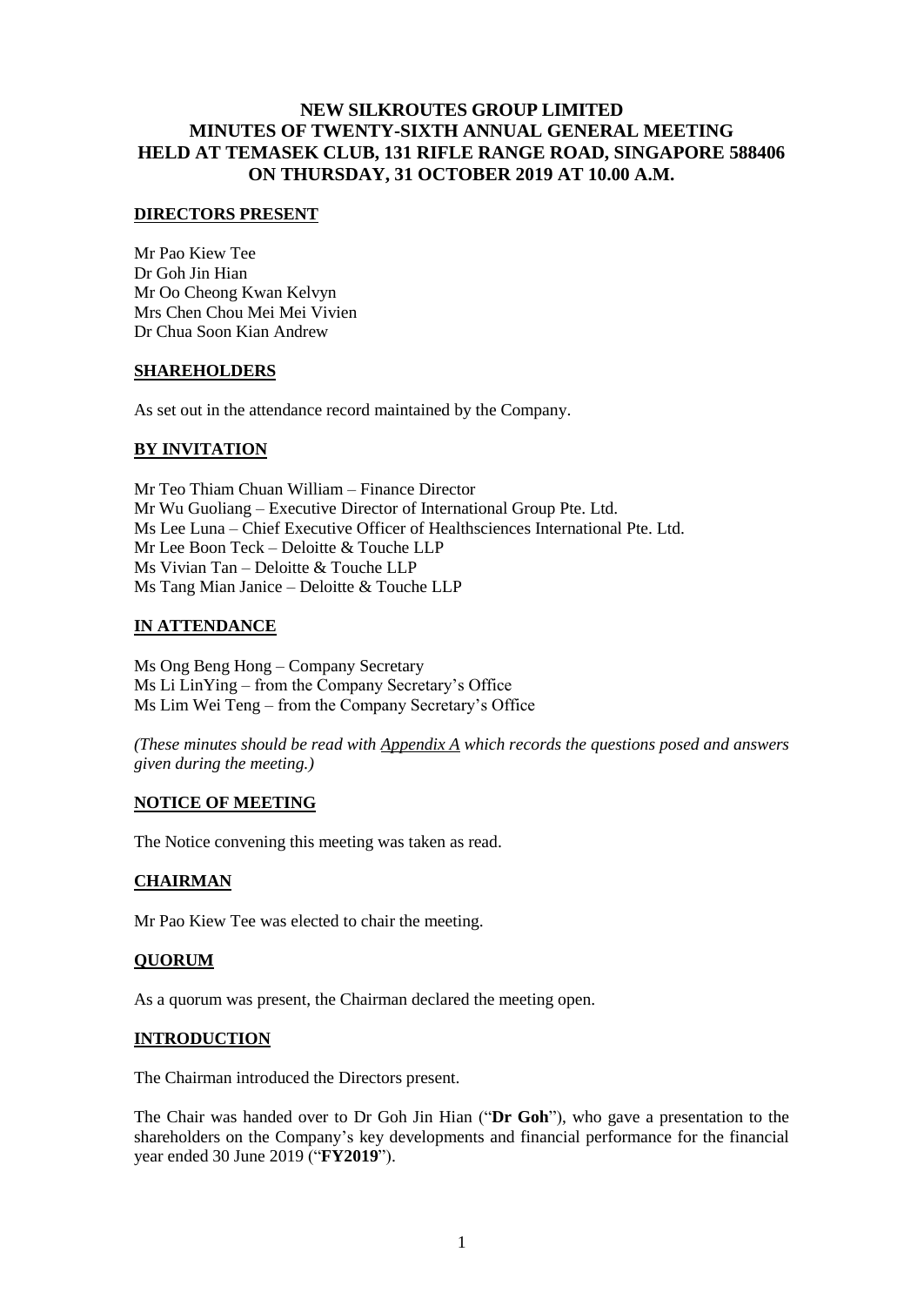# NEW SILKROUTES GROUP LIMITED
# MINUTES OF TWENTY-SIXTH ANNUAL GENERAL MEETING
# HELD AT TEMASEK CLUB, 131 RIFLE RANGE ROAD, SINGAPORE 588406
# ON THURSDAY, 31 OCTOBER 2019 AT 10.00 A.M.

## DIRECTORS PRESENT

Mr Pao Kiew Tee
Dr Goh Jin Hian
Mr Oo Cheong Kwan Kelvyn
Mrs Chen Chou Mei Mei Vivien
Dr Chua Soon Kian Andrew

## SHAREHOLDERS

As set out in the attendance record maintained by the Company.

## BY INVITATION

Mr Teo Thiam Chuan William – Finance Director
Mr Wu Guoliang – Executive Director of International Group Pte. Ltd.
Ms Lee Luna – Chief Executive Officer of Healthsciences International Pte. Ltd.
Mr Lee Boon Teck – Deloitte & Touche LLP
Ms Vivian Tan – Deloitte & Touche LLP
Ms Tang Mian Janice – Deloitte & Touche LLP

## IN ATTENDANCE

Ms Ong Beng Hong – Company Secretary
Ms Li LinYing – from the Company Secretary's Office
Ms Lim Wei Teng – from the Company Secretary's Office

*(These minutes should be read with Appendix A which records the questions posed and answers given during the meeting.)*

## NOTICE OF MEETING

The Notice convening this meeting was taken as read.

## CHAIRMAN

Mr Pao Kiew Tee was elected to chair the meeting.

## QUORUM

As a quorum was present, the Chairman declared the meeting open.

## INTRODUCTION

The Chairman introduced the Directors present.

The Chair was handed over to Dr Goh Jin Hian ("**Dr Goh**"), who gave a presentation to the shareholders on the Company's key developments and financial performance for the financial year ended 30 June 2019 ("**FY2019**").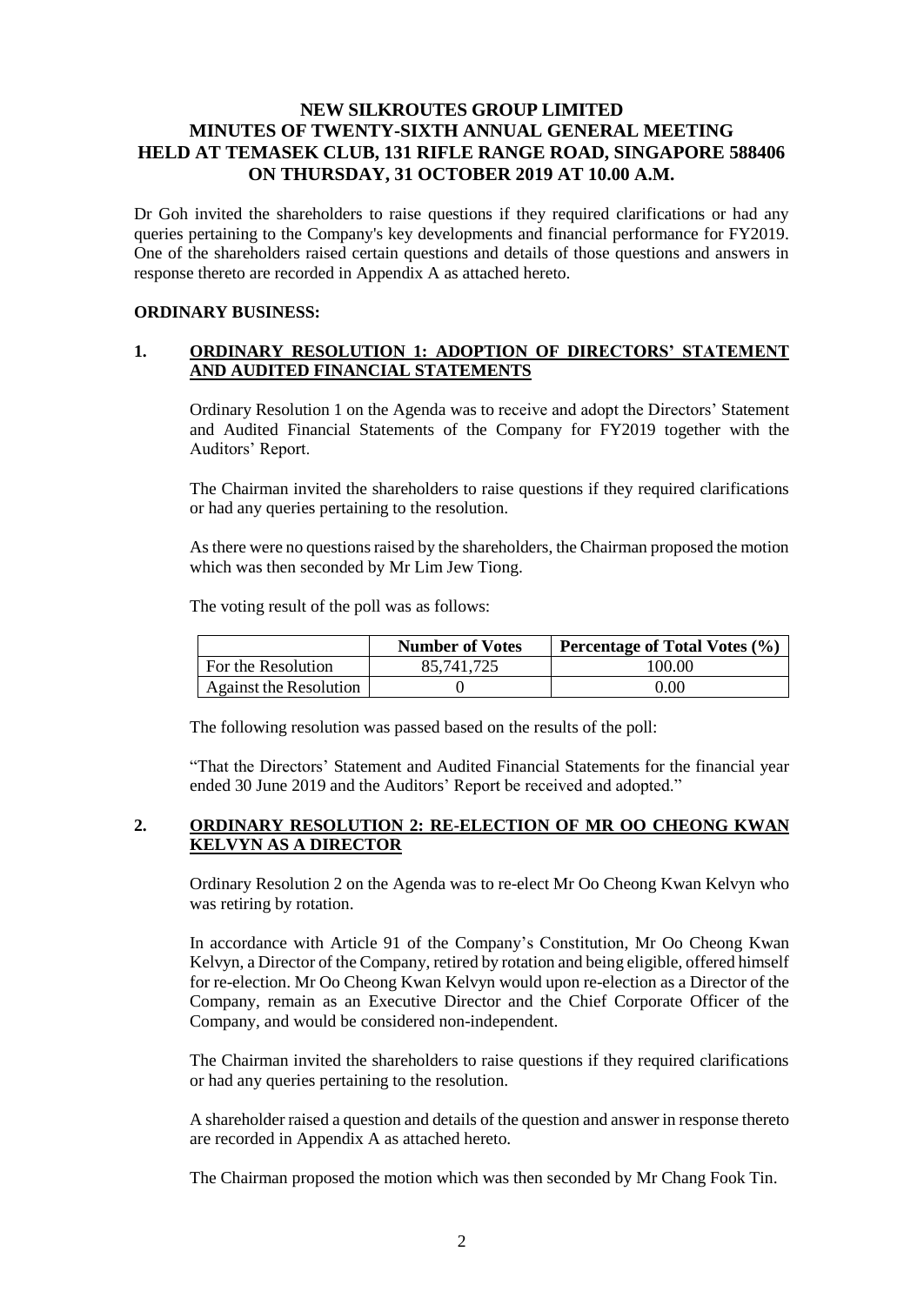# NEW SILKROUTES GROUP LIMITED
# MINUTES OF TWENTY-SIXTH ANNUAL GENERAL MEETING
# HELD AT TEMASEK CLUB, 131 RIFLE RANGE ROAD, SINGAPORE 588406
# ON THURSDAY, 31 OCTOBER 2019 AT 10.00 A.M.

Dr Goh invited the shareholders to raise questions if they required clarifications or had any queries pertaining to the Company's key developments and financial performance for FY2019. One of the shareholders raised certain questions and details of those questions and answers in response thereto are recorded in Appendix A as attached hereto.

**ORDINARY BUSINESS:**

## 1. ORDINARY RESOLUTION 1: ADOPTION OF DIRECTORS' STATEMENT AND AUDITED FINANCIAL STATEMENTS

Ordinary Resolution 1 on the Agenda was to receive and adopt the Directors' Statement and Audited Financial Statements of the Company for FY2019 together with the Auditors' Report.

The Chairman invited the shareholders to raise questions if they required clarifications or had any queries pertaining to the resolution.

As there were no questions raised by the shareholders, the Chairman proposed the motion which was then seconded by Mr Lim Jew Tiong.

The voting result of the poll was as follows:

| | Number of Votes | Percentage of Total Votes (%) |
|---|---|---|
| For the Resolution | 85,741,725 | 100.00 |
| Against the Resolution | 0 | 0.00 |

The following resolution was passed based on the results of the poll:

"That the Directors' Statement and Audited Financial Statements for the financial year ended 30 June 2019 and the Auditors' Report be received and adopted."

## 2. ORDINARY RESOLUTION 2: RE-ELECTION OF MR OO CHEONG KWAN KELVYN AS A DIRECTOR

Ordinary Resolution 2 on the Agenda was to re-elect Mr Oo Cheong Kwan Kelvyn who was retiring by rotation.

In accordance with Article 91 of the Company's Constitution, Mr Oo Cheong Kwan Kelvyn, a Director of the Company, retired by rotation and being eligible, offered himself for re-election. Mr Oo Cheong Kwan Kelvyn would upon re-election as a Director of the Company, remain as an Executive Director and the Chief Corporate Officer of the Company, and would be considered non-independent.

The Chairman invited the shareholders to raise questions if they required clarifications or had any queries pertaining to the resolution.

A shareholder raised a question and details of the question and answer in response thereto are recorded in Appendix A as attached hereto.

The Chairman proposed the motion which was then seconded by Mr Chang Fook Tin.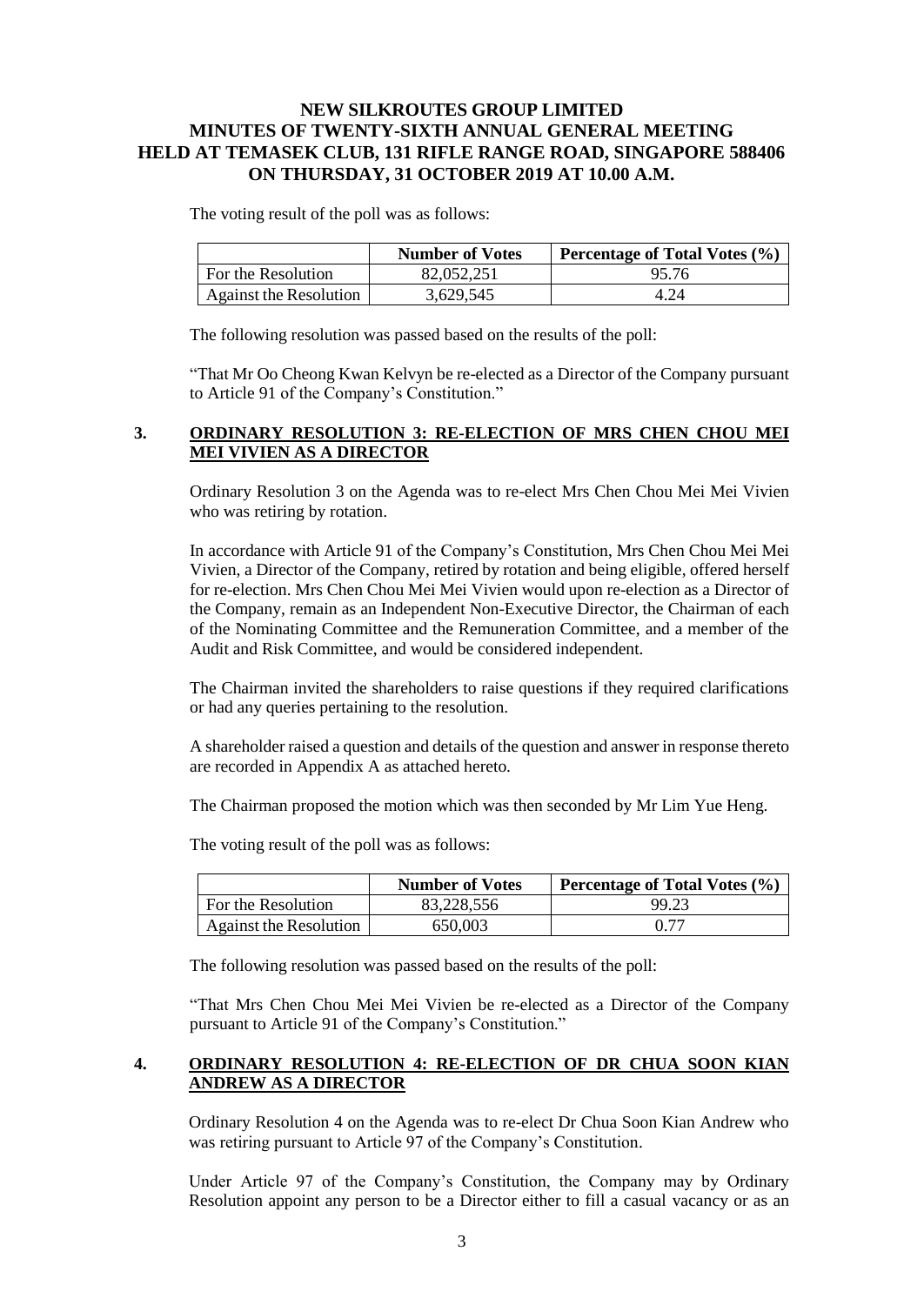**NEW SILKROUTES GROUP LIMITED**
**MINUTES OF TWENTY-SIXTH ANNUAL GENERAL MEETING**
**HELD AT TEMASEK CLUB, 131 RIFLE RANGE ROAD, SINGAPORE 588406**
**ON THURSDAY, 31 OCTOBER 2019 AT 10.00 A.M.**

The voting result of the poll was as follows:

| | Number of Votes | Percentage of Total Votes (%) |
|---|---|---|
| For the Resolution | 82,052,251 | 95.76 |
| Against the Resolution | 3,629,545 | 4.24 |

The following resolution was passed based on the results of the poll:

"That Mr Oo Cheong Kwan Kelvyn be re-elected as a Director of the Company pursuant to Article 91 of the Company's Constitution."

## 3. ORDINARY RESOLUTION 3: RE-ELECTION OF MRS CHEN CHOU MEI MEI VIVIEN AS A DIRECTOR

Ordinary Resolution 3 on the Agenda was to re-elect Mrs Chen Chou Mei Mei Vivien who was retiring by rotation.

In accordance with Article 91 of the Company's Constitution, Mrs Chen Chou Mei Mei Vivien, a Director of the Company, retired by rotation and being eligible, offered herself for re-election. Mrs Chen Chou Mei Mei Vivien would upon re-election as a Director of the Company, remain as an Independent Non-Executive Director, the Chairman of each of the Nominating Committee and the Remuneration Committee, and a member of the Audit and Risk Committee, and would be considered independent.

The Chairman invited the shareholders to raise questions if they required clarifications or had any queries pertaining to the resolution.

A shareholder raised a question and details of the question and answer in response thereto are recorded in Appendix A as attached hereto.

The Chairman proposed the motion which was then seconded by Mr Lim Yue Heng.

The voting result of the poll was as follows:

| | Number of Votes | Percentage of Total Votes (%) |
|---|---|---|
| For the Resolution | 83,228,556 | 99.23 |
| Against the Resolution | 650,003 | 0.77 |

The following resolution was passed based on the results of the poll:

"That Mrs Chen Chou Mei Mei Vivien be re-elected as a Director of the Company pursuant to Article 91 of the Company's Constitution."

## 4. ORDINARY RESOLUTION 4: RE-ELECTION OF DR CHUA SOON KIAN ANDREW AS A DIRECTOR

Ordinary Resolution 4 on the Agenda was to re-elect Dr Chua Soon Kian Andrew who was retiring pursuant to Article 97 of the Company's Constitution.

Under Article 97 of the Company's Constitution, the Company may by Ordinary Resolution appoint any person to be a Director either to fill a casual vacancy or as an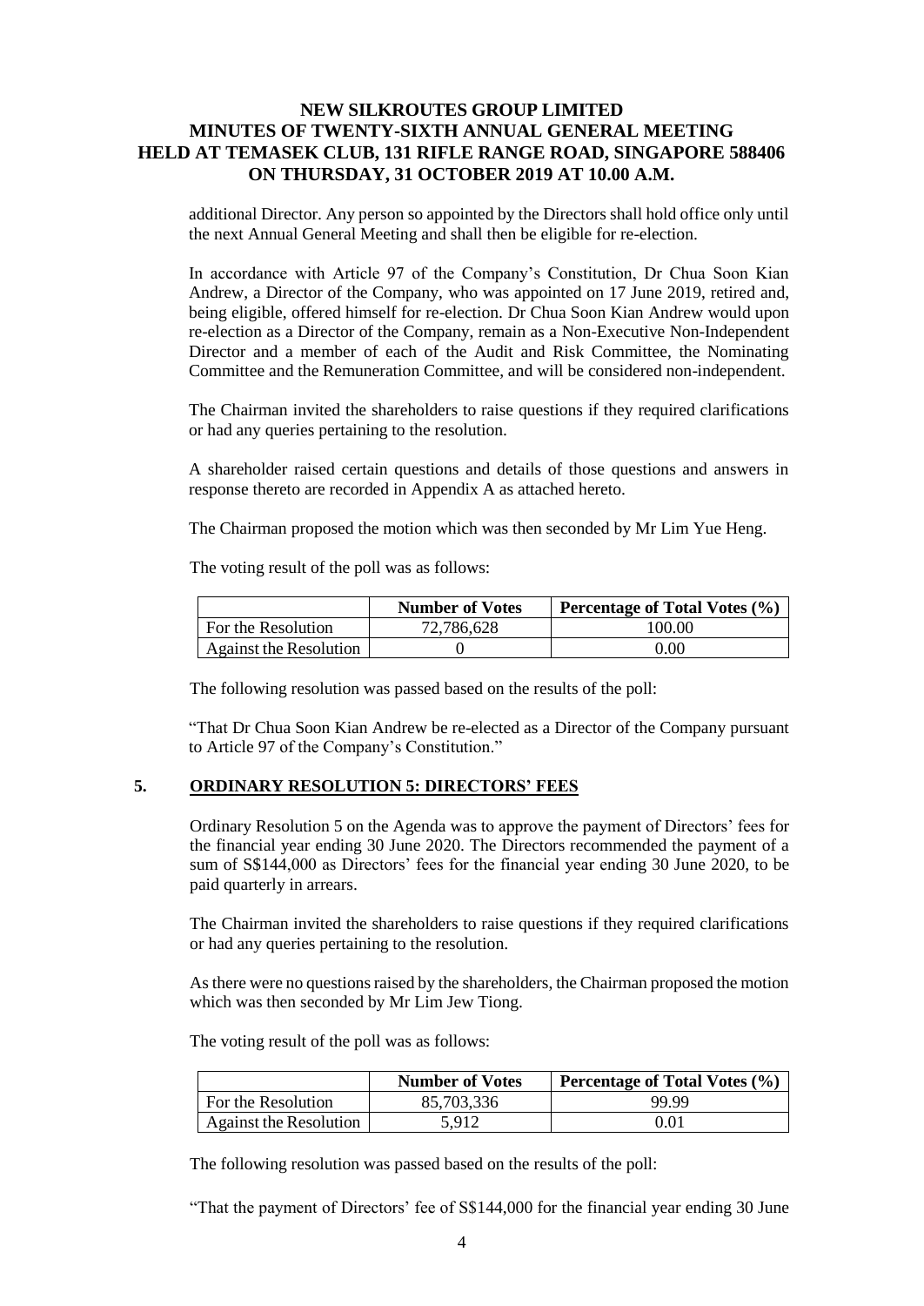additional Director. Any person so appointed by the Directors shall hold office only until the next Annual General Meeting and shall then be eligible for re-election.

In accordance with Article 97 of the Company's Constitution, Dr Chua Soon Kian Andrew, a Director of the Company, who was appointed on 17 June 2019, retired and, being eligible, offered himself for re-election. Dr Chua Soon Kian Andrew would upon re-election as a Director of the Company, remain as a Non-Executive Non-Independent Director and a member of each of the Audit and Risk Committee, the Nominating Committee and the Remuneration Committee, and will be considered non-independent.

The Chairman invited the shareholders to raise questions if they required clarifications or had any queries pertaining to the resolution.

A shareholder raised certain questions and details of those questions and answers in response thereto are recorded in Appendix A as attached hereto.

The Chairman proposed the motion which was then seconded by Mr Lim Yue Heng.

The voting result of the poll was as follows:

| | Number of Votes | Percentage of Total Votes (%) |
|---|---|---|
| For the Resolution | 72,786,628 | 100.00 |
| Against the Resolution | 0 | 0.00 |

The following resolution was passed based on the results of the poll:

"That Dr Chua Soon Kian Andrew be re-elected as a Director of the Company pursuant to Article 97 of the Company's Constitution."

## 5. ORDINARY RESOLUTION 5: DIRECTORS' FEES

Ordinary Resolution 5 on the Agenda was to approve the payment of Directors' fees for the financial year ending 30 June 2020. The Directors recommended the payment of a sum of S$144,000 as Directors' fees for the financial year ending 30 June 2020, to be paid quarterly in arrears.

The Chairman invited the shareholders to raise questions if they required clarifications or had any queries pertaining to the resolution.

As there were no questions raised by the shareholders, the Chairman proposed the motion which was then seconded by Mr Lim Jew Tiong.

The voting result of the poll was as follows:

| | Number of Votes | Percentage of Total Votes (%) |
|---|---|---|
| For the Resolution | 85,703,336 | 99.99 |
| Against the Resolution | 5,912 | 0.01 |

The following resolution was passed based on the results of the poll:

"That the payment of Directors' fee of S$144,000 for the financial year ending 30 June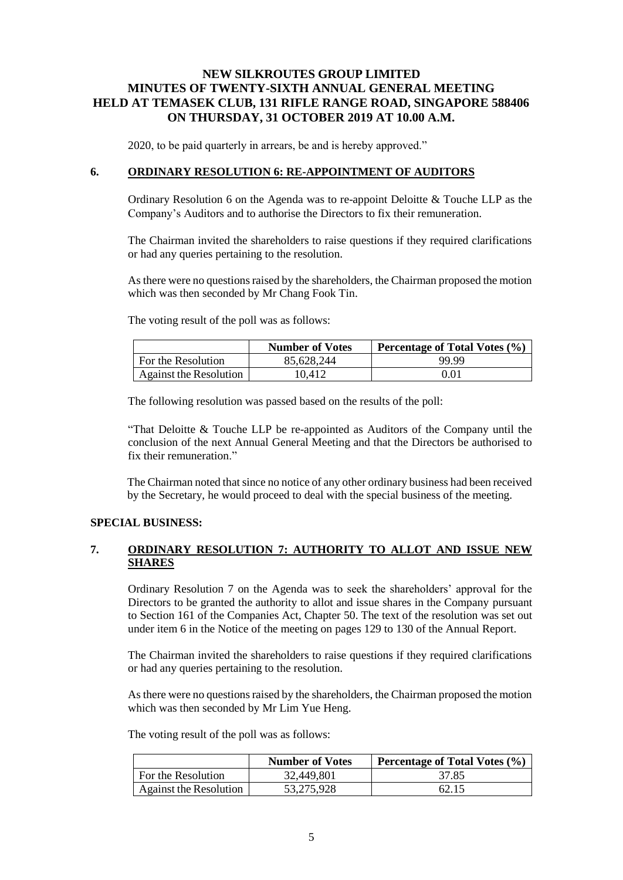2020, to be paid quarterly in arrears, be and is hereby approved."

## 6. ORDINARY RESOLUTION 6: RE-APPOINTMENT OF AUDITORS

Ordinary Resolution 6 on the Agenda was to re-appoint Deloitte & Touche LLP as the Company's Auditors and to authorise the Directors to fix their remuneration.

The Chairman invited the shareholders to raise questions if they required clarifications or had any queries pertaining to the resolution.

As there were no questions raised by the shareholders, the Chairman proposed the motion which was then seconded by Mr Chang Fook Tin.

The voting result of the poll was as follows:

| | Number of Votes | Percentage of Total Votes (%) |
|---|---|---|
| For the Resolution | 85,628,244 | 99.99 |
| Against the Resolution | 10,412 | 0.01 |

The following resolution was passed based on the results of the poll:

"That Deloitte & Touche LLP be re-appointed as Auditors of the Company until the conclusion of the next Annual General Meeting and that the Directors be authorised to fix their remuneration."

The Chairman noted that since no notice of any other ordinary business had been received by the Secretary, he would proceed to deal with the special business of the meeting.

**SPECIAL BUSINESS:**

## 7. ORDINARY RESOLUTION 7: AUTHORITY TO ALLOT AND ISSUE NEW SHARES

Ordinary Resolution 7 on the Agenda was to seek the shareholders' approval for the Directors to be granted the authority to allot and issue shares in the Company pursuant to Section 161 of the Companies Act, Chapter 50. The text of the resolution was set out under item 6 in the Notice of the meeting on pages 129 to 130 of the Annual Report.

The Chairman invited the shareholders to raise questions if they required clarifications or had any queries pertaining to the resolution.

As there were no questions raised by the shareholders, the Chairman proposed the motion which was then seconded by Mr Lim Yue Heng.

The voting result of the poll was as follows:

| | Number of Votes | Percentage of Total Votes (%) |
|---|---|---|
| For the Resolution | 32,449,801 | 37.85 |
| Against the Resolution | 53,275,928 | 62.15 |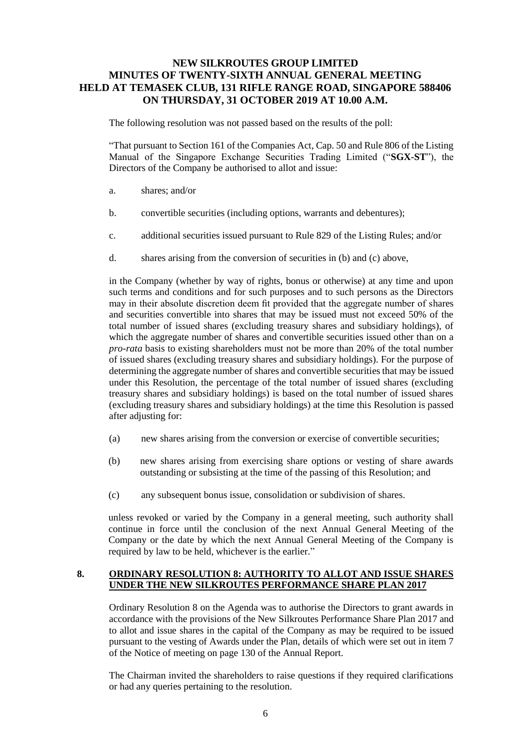The following resolution was not passed based on the results of the poll:

"That pursuant to Section 161 of the Companies Act, Cap. 50 and Rule 806 of the Listing Manual of the Singapore Exchange Securities Trading Limited ("**SGX-ST**"), the Directors of the Company be authorised to allot and issue:

a. shares; and/or

b. convertible securities (including options, warrants and debentures);

c. additional securities issued pursuant to Rule 829 of the Listing Rules; and/or

d. shares arising from the conversion of securities in (b) and (c) above,

in the Company (whether by way of rights, bonus or otherwise) at any time and upon such terms and conditions and for such purposes and to such persons as the Directors may in their absolute discretion deem fit provided that the aggregate number of shares and securities convertible into shares that may be issued must not exceed 50% of the total number of issued shares (excluding treasury shares and subsidiary holdings), of which the aggregate number of shares and convertible securities issued other than on a *pro-rata* basis to existing shareholders must not be more than 20% of the total number of issued shares (excluding treasury shares and subsidiary holdings). For the purpose of determining the aggregate number of shares and convertible securities that may be issued under this Resolution, the percentage of the total number of issued shares (excluding treasury shares and subsidiary holdings) is based on the total number of issued shares (excluding treasury shares and subsidiary holdings) at the time this Resolution is passed after adjusting for:

(a) new shares arising from the conversion or exercise of convertible securities;

(b) new shares arising from exercising share options or vesting of share awards outstanding or subsisting at the time of the passing of this Resolution; and

(c) any subsequent bonus issue, consolidation or subdivision of shares.

unless revoked or varied by the Company in a general meeting, such authority shall continue in force until the conclusion of the next Annual General Meeting of the Company or the date by which the next Annual General Meeting of the Company is required by law to be held, whichever is the earlier."

## 8. ORDINARY RESOLUTION 8: AUTHORITY TO ALLOT AND ISSUE SHARES UNDER THE NEW SILKROUTES PERFORMANCE SHARE PLAN 2017

Ordinary Resolution 8 on the Agenda was to authorise the Directors to grant awards in accordance with the provisions of the New Silkroutes Performance Share Plan 2017 and to allot and issue shares in the capital of the Company as may be required to be issued pursuant to the vesting of Awards under the Plan, details of which were set out in item 7 of the Notice of meeting on page 130 of the Annual Report.

The Chairman invited the shareholders to raise questions if they required clarifications or had any queries pertaining to the resolution.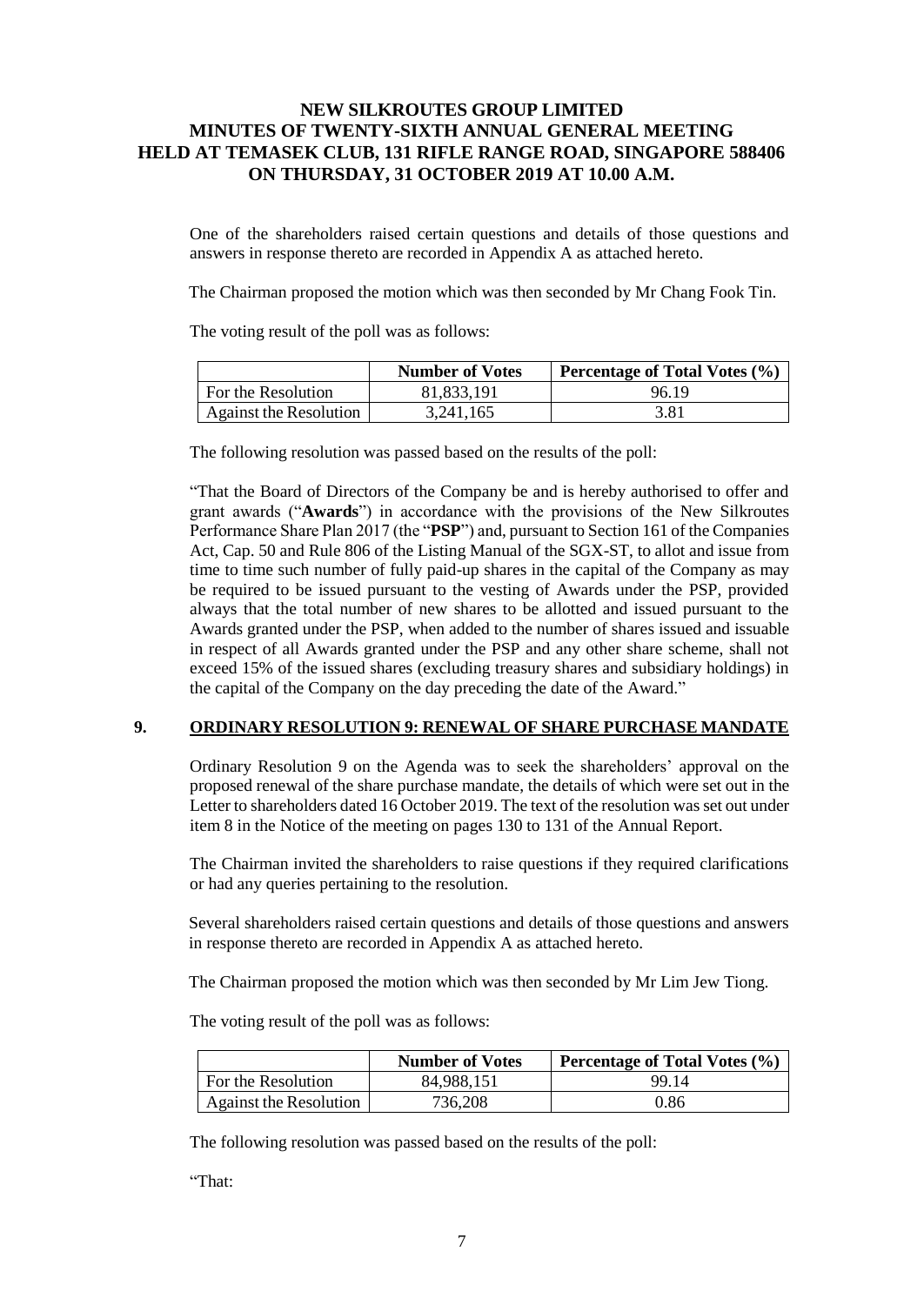One of the shareholders raised certain questions and details of those questions and answers in response thereto are recorded in Appendix A as attached hereto.

The Chairman proposed the motion which was then seconded by Mr Chang Fook Tin.

The voting result of the poll was as follows:

| | **Number of Votes** | **Percentage of Total Votes (%)** |
|---|---|---|
| For the Resolution | 81,833,191 | 96.19 |
| Against the Resolution | 3,241,165 | 3.81 |

The following resolution was passed based on the results of the poll:

"That the Board of Directors of the Company be and is hereby authorised to offer and grant awards ("**Awards**") in accordance with the provisions of the New Silkroutes Performance Share Plan 2017 (the "**PSP**") and, pursuant to Section 161 of the Companies Act, Cap. 50 and Rule 806 of the Listing Manual of the SGX-ST, to allot and issue from time to time such number of fully paid-up shares in the capital of the Company as may be required to be issued pursuant to the vesting of Awards under the PSP, provided always that the total number of new shares to be allotted and issued pursuant to the Awards granted under the PSP, when added to the number of shares issued and issuable in respect of all Awards granted under the PSP and any other share scheme, shall not exceed 15% of the issued shares (excluding treasury shares and subsidiary holdings) in the capital of the Company on the day preceding the date of the Award."

## 9. ORDINARY RESOLUTION 9: RENEWAL OF SHARE PURCHASE MANDATE

Ordinary Resolution 9 on the Agenda was to seek the shareholders' approval on the proposed renewal of the share purchase mandate, the details of which were set out in the Letter to shareholders dated 16 October 2019. The text of the resolution was set out under item 8 in the Notice of the meeting on pages 130 to 131 of the Annual Report.

The Chairman invited the shareholders to raise questions if they required clarifications or had any queries pertaining to the resolution.

Several shareholders raised certain questions and details of those questions and answers in response thereto are recorded in Appendix A as attached hereto.

The Chairman proposed the motion which was then seconded by Mr Lim Jew Tiong.

The voting result of the poll was as follows:

| | **Number of Votes** | **Percentage of Total Votes (%)** |
|---|---|---|
| For the Resolution | 84,988,151 | 99.14 |
| Against the Resolution | 736,208 | 0.86 |

The following resolution was passed based on the results of the poll:

"That: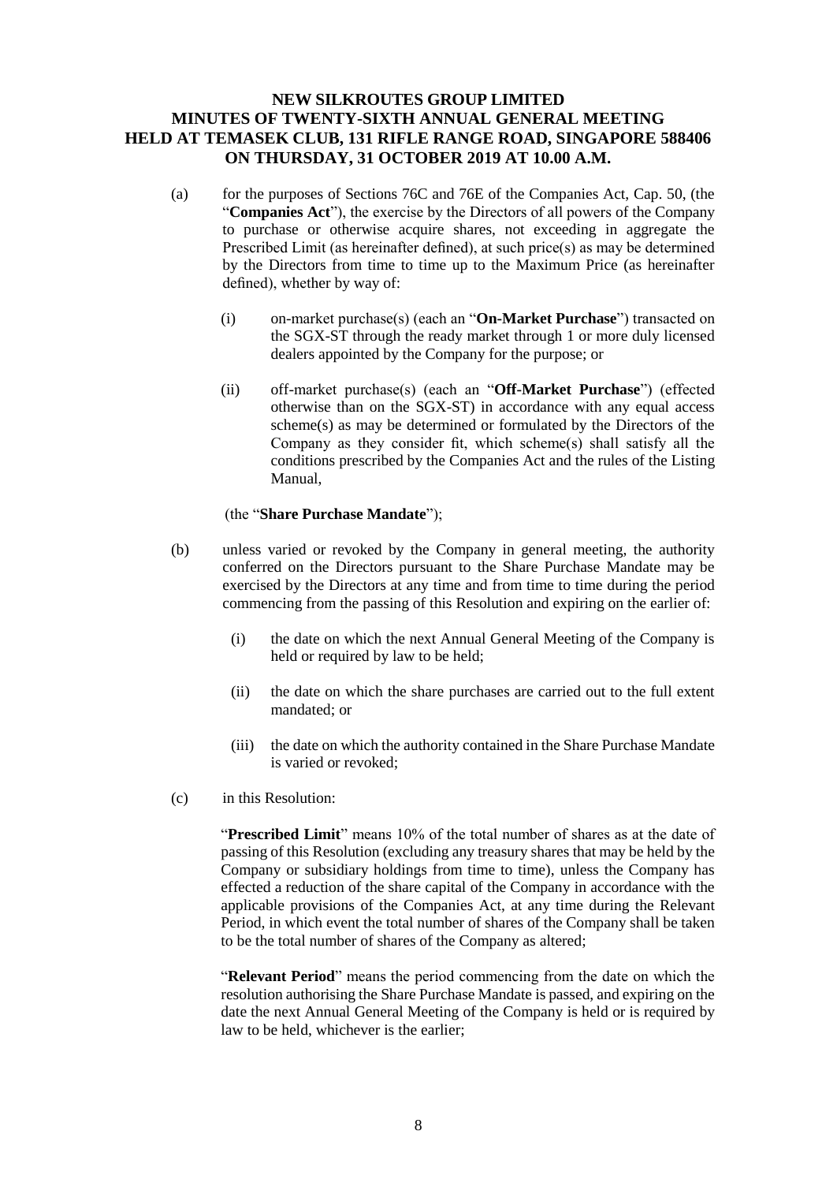**NEW SILKROUTES GROUP LIMITED**
**MINUTES OF TWENTY-SIXTH ANNUAL GENERAL MEETING**
**HELD AT TEMASEK CLUB, 131 RIFLE RANGE ROAD, SINGAPORE 588406**
**ON THURSDAY, 31 OCTOBER 2019 AT 10.00 A.M.**

(a) for the purposes of Sections 76C and 76E of the Companies Act, Cap. 50, (the "**Companies Act**"), the exercise by the Directors of all powers of the Company to purchase or otherwise acquire shares, not exceeding in aggregate the Prescribed Limit (as hereinafter defined), at such price(s) as may be determined by the Directors from time to time up to the Maximum Price (as hereinafter defined), whether by way of:

   (i) on-market purchase(s) (each an "**On-Market Purchase**") transacted on the SGX-ST through the ready market through 1 or more duly licensed dealers appointed by the Company for the purpose; or

   (ii) off-market purchase(s) (each an "**Off-Market Purchase**") (effected otherwise than on the SGX-ST) in accordance with any equal access scheme(s) as may be determined or formulated by the Directors of the Company as they consider fit, which scheme(s) shall satisfy all the conditions prescribed by the Companies Act and the rules of the Listing Manual,

   (the "**Share Purchase Mandate**");

(b) unless varied or revoked by the Company in general meeting, the authority conferred on the Directors pursuant to the Share Purchase Mandate may be exercised by the Directors at any time and from time to time during the period commencing from the passing of this Resolution and expiring on the earlier of:

   (i) the date on which the next Annual General Meeting of the Company is held or required by law to be held;

   (ii) the date on which the share purchases are carried out to the full extent mandated; or

   (iii) the date on which the authority contained in the Share Purchase Mandate is varied or revoked;

(c) in this Resolution:

   "**Prescribed Limit**" means 10% of the total number of shares as at the date of passing of this Resolution (excluding any treasury shares that may be held by the Company or subsidiary holdings from time to time), unless the Company has effected a reduction of the share capital of the Company in accordance with the applicable provisions of the Companies Act, at any time during the Relevant Period, in which event the total number of shares of the Company shall be taken to be the total number of shares of the Company as altered;

   "**Relevant Period**" means the period commencing from the date on which the resolution authorising the Share Purchase Mandate is passed, and expiring on the date the next Annual General Meeting of the Company is held or is required by law to be held, whichever is the earlier;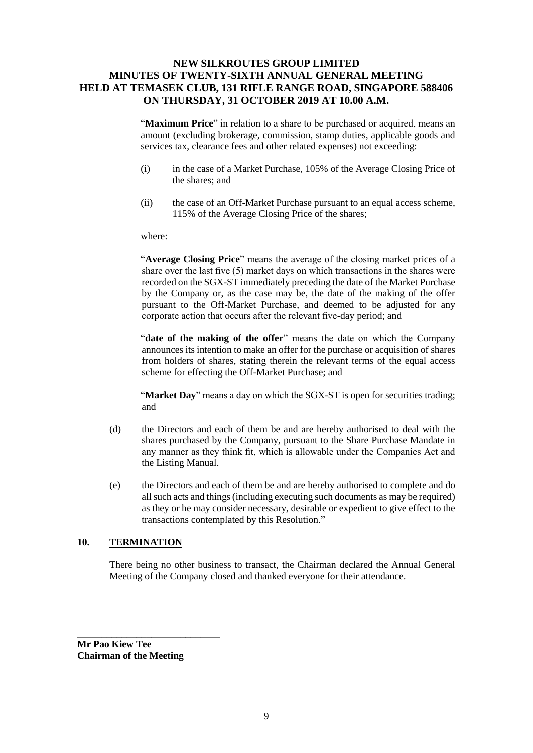"**Maximum Price**" in relation to a share to be purchased or acquired, means an amount (excluding brokerage, commission, stamp duties, applicable goods and services tax, clearance fees and other related expenses) not exceeding:

(i) in the case of a Market Purchase, 105% of the Average Closing Price of the shares; and

(ii) the case of an Off-Market Purchase pursuant to an equal access scheme, 115% of the Average Closing Price of the shares;

where:

"**Average Closing Price**" means the average of the closing market prices of a share over the last five (5) market days on which transactions in the shares were recorded on the SGX-ST immediately preceding the date of the Market Purchase by the Company or, as the case may be, the date of the making of the offer pursuant to the Off-Market Purchase, and deemed to be adjusted for any corporate action that occurs after the relevant five-day period; and

"**date of the making of the offer**" means the date on which the Company announces its intention to make an offer for the purchase or acquisition of shares from holders of shares, stating therein the relevant terms of the equal access scheme for effecting the Off-Market Purchase; and

"**Market Day**" means a day on which the SGX-ST is open for securities trading; and

(d) the Directors and each of them be and are hereby authorised to deal with the shares purchased by the Company, pursuant to the Share Purchase Mandate in any manner as they think fit, which is allowable under the Companies Act and the Listing Manual.

(e) the Directors and each of them be and are hereby authorised to complete and do all such acts and things (including executing such documents as may be required) as they or he may consider necessary, desirable or expedient to give effect to the transactions contemplated by this Resolution."

## 10. TERMINATION

There being no other business to transact, the Chairman declared the Annual General Meeting of the Company closed and thanked everyone for their attendance.

\_\_\_\_\_\_\_\_\_\_\_\_\_\_\_\_\_\_\_\_\_\_\_\_\_\_\_\_\_\_

**Mr Pao Kiew Tee**
**Chairman of the Meeting**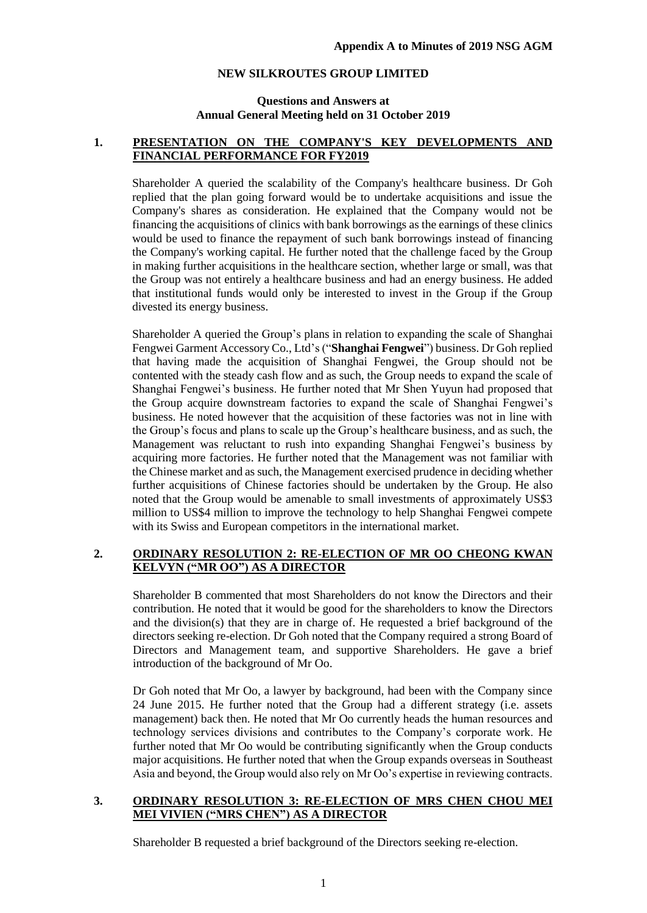**Appendix A to Minutes of 2019 NSG AGM**

**NEW SILKROUTES GROUP LIMITED**

**Questions and Answers at**
**Annual General Meeting held on 31 October 2019**

## 1. PRESENTATION ON THE COMPANY'S KEY DEVELOPMENTS AND FINANCIAL PERFORMANCE FOR FY2019

Shareholder A queried the scalability of the Company's healthcare business. Dr Goh replied that the plan going forward would be to undertake acquisitions and issue the Company's shares as consideration. He explained that the Company would not be financing the acquisitions of clinics with bank borrowings as the earnings of these clinics would be used to finance the repayment of such bank borrowings instead of financing the Company's working capital. He further noted that the challenge faced by the Group in making further acquisitions in the healthcare section, whether large or small, was that the Group was not entirely a healthcare business and had an energy business. He added that institutional funds would only be interested to invest in the Group if the Group divested its energy business.

Shareholder A queried the Group's plans in relation to expanding the scale of Shanghai Fengwei Garment Accessory Co., Ltd's ("**Shanghai Fengwei**") business. Dr Goh replied that having made the acquisition of Shanghai Fengwei, the Group should not be contented with the steady cash flow and as such, the Group needs to expand the scale of Shanghai Fengwei's business. He further noted that Mr Shen Yuyun had proposed that the Group acquire downstream factories to expand the scale of Shanghai Fengwei's business. He noted however that the acquisition of these factories was not in line with the Group's focus and plans to scale up the Group's healthcare business, and as such, the Management was reluctant to rush into expanding Shanghai Fengwei's business by acquiring more factories. He further noted that the Management was not familiar with the Chinese market and as such, the Management exercised prudence in deciding whether further acquisitions of Chinese factories should be undertaken by the Group. He also noted that the Group would be amenable to small investments of approximately US$3 million to US$4 million to improve the technology to help Shanghai Fengwei compete with its Swiss and European competitors in the international market.

## 2. ORDINARY RESOLUTION 2: RE-ELECTION OF MR OO CHEONG KWAN KELVYN ("MR OO") AS A DIRECTOR

Shareholder B commented that most Shareholders do not know the Directors and their contribution. He noted that it would be good for the shareholders to know the Directors and the division(s) that they are in charge of. He requested a brief background of the directors seeking re-election. Dr Goh noted that the Company required a strong Board of Directors and Management team, and supportive Shareholders. He gave a brief introduction of the background of Mr Oo.

Dr Goh noted that Mr Oo, a lawyer by background, had been with the Company since 24 June 2015. He further noted that the Group had a different strategy (i.e. assets management) back then. He noted that Mr Oo currently heads the human resources and technology services divisions and contributes to the Company's corporate work. He further noted that Mr Oo would be contributing significantly when the Group conducts major acquisitions. He further noted that when the Group expands overseas in Southeast Asia and beyond, the Group would also rely on Mr Oo's expertise in reviewing contracts.

## 3. ORDINARY RESOLUTION 3: RE-ELECTION OF MRS CHEN CHOU MEI MEI VIVIEN ("MRS CHEN") AS A DIRECTOR

Shareholder B requested a brief background of the Directors seeking re-election.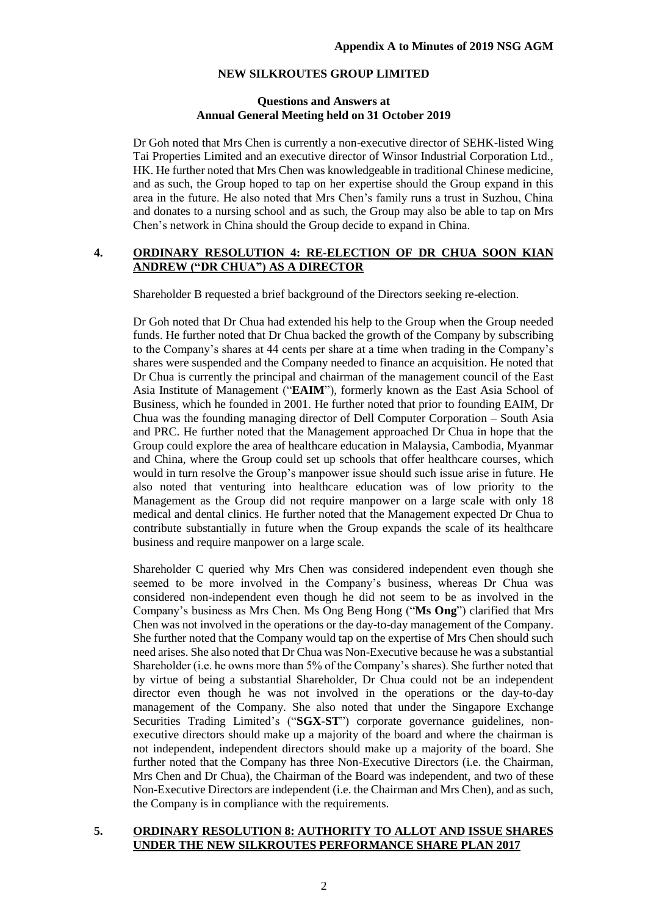**Appendix A to Minutes of 2019 NSG AGM**

**NEW SILKROUTES GROUP LIMITED**

**Questions and Answers at**
**Annual General Meeting held on 31 October 2019**

Dr Goh noted that Mrs Chen is currently a non-executive director of SEHK-listed Wing Tai Properties Limited and an executive director of Winsor Industrial Corporation Ltd., HK. He further noted that Mrs Chen was knowledgeable in traditional Chinese medicine, and as such, the Group hoped to tap on her expertise should the Group expand in this area in the future. He also noted that Mrs Chen's family runs a trust in Suzhou, China and donates to a nursing school and as such, the Group may also be able to tap on Mrs Chen's network in China should the Group decide to expand in China.

## 4. ORDINARY RESOLUTION 4: RE-ELECTION OF DR CHUA SOON KIAN ANDREW ("DR CHUA") AS A DIRECTOR

Shareholder B requested a brief background of the Directors seeking re-election.

Dr Goh noted that Dr Chua had extended his help to the Group when the Group needed funds. He further noted that Dr Chua backed the growth of the Company by subscribing to the Company's shares at 44 cents per share at a time when trading in the Company's shares were suspended and the Company needed to finance an acquisition. He noted that Dr Chua is currently the principal and chairman of the management council of the East Asia Institute of Management ("**EAIM**"), formerly known as the East Asia School of Business, which he founded in 2001. He further noted that prior to founding EAIM, Dr Chua was the founding managing director of Dell Computer Corporation – South Asia and PRC. He further noted that the Management approached Dr Chua in hope that the Group could explore the area of healthcare education in Malaysia, Cambodia, Myanmar and China, where the Group could set up schools that offer healthcare courses, which would in turn resolve the Group's manpower issue should such issue arise in future. He also noted that venturing into healthcare education was of low priority to the Management as the Group did not require manpower on a large scale with only 18 medical and dental clinics. He further noted that the Management expected Dr Chua to contribute substantially in future when the Group expands the scale of its healthcare business and require manpower on a large scale.

Shareholder C queried why Mrs Chen was considered independent even though she seemed to be more involved in the Company's business, whereas Dr Chua was considered non-independent even though he did not seem to be as involved in the Company's business as Mrs Chen. Ms Ong Beng Hong ("**Ms Ong**") clarified that Mrs Chen was not involved in the operations or the day-to-day management of the Company. She further noted that the Company would tap on the expertise of Mrs Chen should such need arises. She also noted that Dr Chua was Non-Executive because he was a substantial Shareholder (i.e. he owns more than 5% of the Company's shares). She further noted that by virtue of being a substantial Shareholder, Dr Chua could not be an independent director even though he was not involved in the operations or the day-to-day management of the Company. She also noted that under the Singapore Exchange Securities Trading Limited's ("**SGX-ST**") corporate governance guidelines, non-executive directors should make up a majority of the board and where the chairman is not independent, independent directors should make up a majority of the board. She further noted that the Company has three Non-Executive Directors (i.e. the Chairman, Mrs Chen and Dr Chua), the Chairman of the Board was independent, and two of these Non-Executive Directors are independent (i.e. the Chairman and Mrs Chen), and as such, the Company is in compliance with the requirements.

## 5. ORDINARY RESOLUTION 8: AUTHORITY TO ALLOT AND ISSUE SHARES UNDER THE NEW SILKROUTES PERFORMANCE SHARE PLAN 2017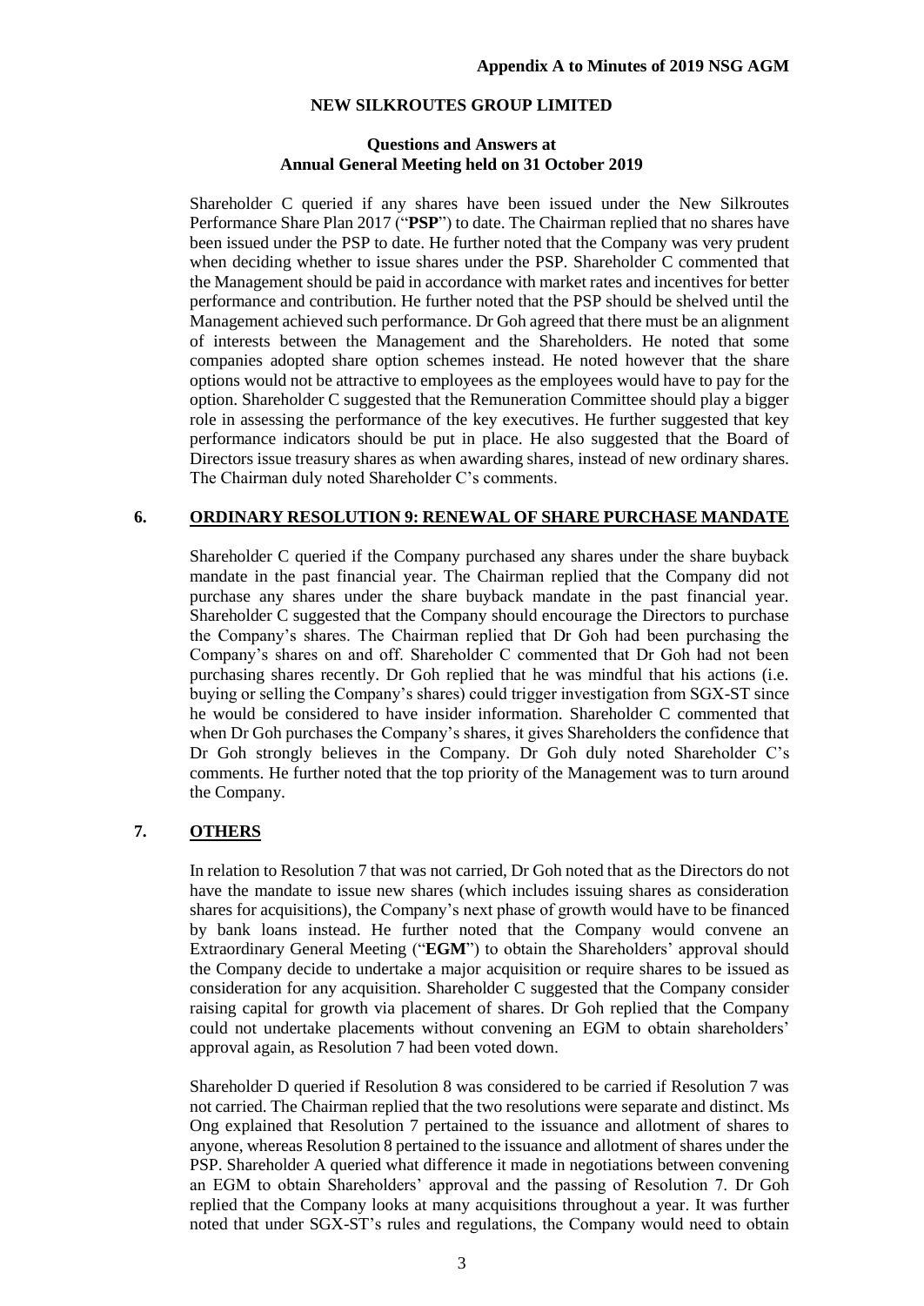**Appendix A to Minutes of 2019 NSG AGM**

**NEW SILKROUTES GROUP LIMITED**

**Questions and Answers at**
**Annual General Meeting held on 31 October 2019**

Shareholder C queried if any shares have been issued under the New Silkroutes Performance Share Plan 2017 ("**PSP**") to date. The Chairman replied that no shares have been issued under the PSP to date. He further noted that the Company was very prudent when deciding whether to issue shares under the PSP. Shareholder C commented that the Management should be paid in accordance with market rates and incentives for better performance and contribution. He further noted that the PSP should be shelved until the Management achieved such performance. Dr Goh agreed that there must be an alignment of interests between the Management and the Shareholders. He noted that some companies adopted share option schemes instead. He noted however that the share options would not be attractive to employees as the employees would have to pay for the option. Shareholder C suggested that the Remuneration Committee should play a bigger role in assessing the performance of the key executives. He further suggested that key performance indicators should be put in place. He also suggested that the Board of Directors issue treasury shares as when awarding shares, instead of new ordinary shares. The Chairman duly noted Shareholder C's comments.

## 6. ORDINARY RESOLUTION 9: RENEWAL OF SHARE PURCHASE MANDATE

Shareholder C queried if the Company purchased any shares under the share buyback mandate in the past financial year. The Chairman replied that the Company did not purchase any shares under the share buyback mandate in the past financial year. Shareholder C suggested that the Company should encourage the Directors to purchase the Company's shares. The Chairman replied that Dr Goh had been purchasing the Company's shares on and off. Shareholder C commented that Dr Goh had not been purchasing shares recently. Dr Goh replied that he was mindful that his actions (i.e. buying or selling the Company's shares) could trigger investigation from SGX-ST since he would be considered to have insider information. Shareholder C commented that when Dr Goh purchases the Company's shares, it gives Shareholders the confidence that Dr Goh strongly believes in the Company. Dr Goh duly noted Shareholder C's comments. He further noted that the top priority of the Management was to turn around the Company.

## 7. OTHERS

In relation to Resolution 7 that was not carried, Dr Goh noted that as the Directors do not have the mandate to issue new shares (which includes issuing shares as consideration shares for acquisitions), the Company's next phase of growth would have to be financed by bank loans instead. He further noted that the Company would convene an Extraordinary General Meeting ("**EGM**") to obtain the Shareholders' approval should the Company decide to undertake a major acquisition or require shares to be issued as consideration for any acquisition. Shareholder C suggested that the Company consider raising capital for growth via placement of shares. Dr Goh replied that the Company could not undertake placements without convening an EGM to obtain shareholders' approval again, as Resolution 7 had been voted down.

Shareholder D queried if Resolution 8 was considered to be carried if Resolution 7 was not carried. The Chairman replied that the two resolutions were separate and distinct. Ms Ong explained that Resolution 7 pertained to the issuance and allotment of shares to anyone, whereas Resolution 8 pertained to the issuance and allotment of shares under the PSP. Shareholder A queried what difference it made in negotiations between convening an EGM to obtain Shareholders' approval and the passing of Resolution 7. Dr Goh replied that the Company looks at many acquisitions throughout a year. It was further noted that under SGX-ST's rules and regulations, the Company would need to obtain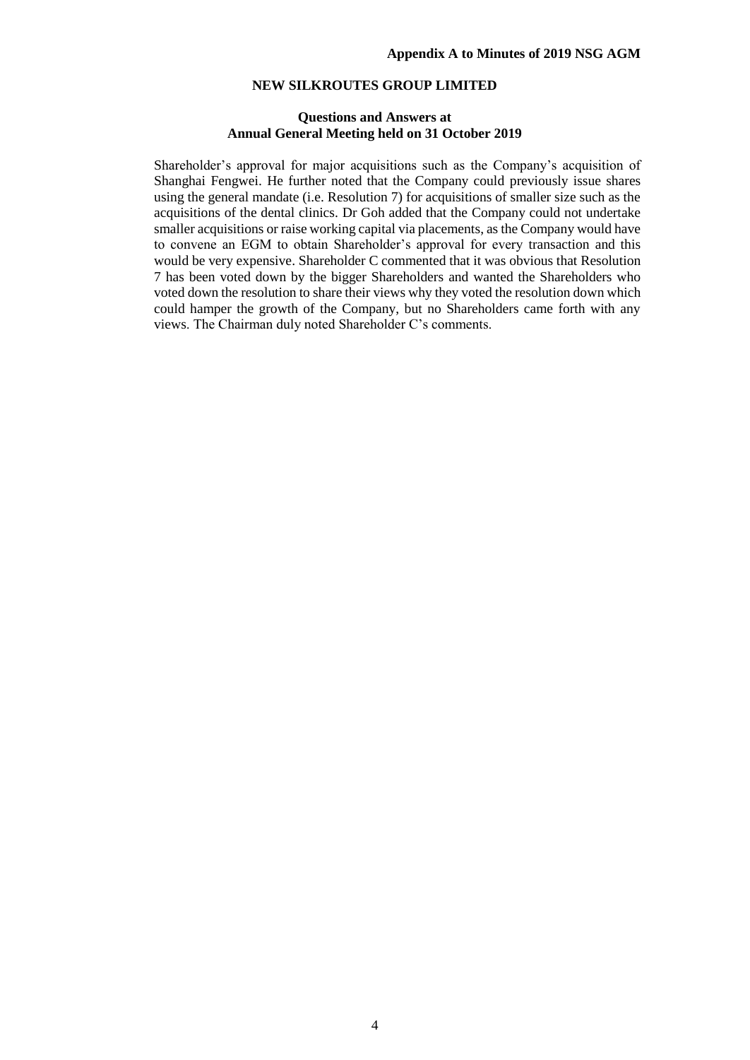**Appendix A to Minutes of 2019 NSG AGM**

**NEW SILKROUTES GROUP LIMITED**

**Questions and Answers at Annual General Meeting held on 31 October 2019**

Shareholder's approval for major acquisitions such as the Company's acquisition of Shanghai Fengwei. He further noted that the Company could previously issue shares using the general mandate (i.e. Resolution 7) for acquisitions of smaller size such as the acquisitions of the dental clinics. Dr Goh added that the Company could not undertake smaller acquisitions or raise working capital via placements, as the Company would have to convene an EGM to obtain Shareholder's approval for every transaction and this would be very expensive. Shareholder C commented that it was obvious that Resolution 7 has been voted down by the bigger Shareholders and wanted the Shareholders who voted down the resolution to share their views why they voted the resolution down which could hamper the growth of the Company, but no Shareholders came forth with any views. The Chairman duly noted Shareholder C's comments.